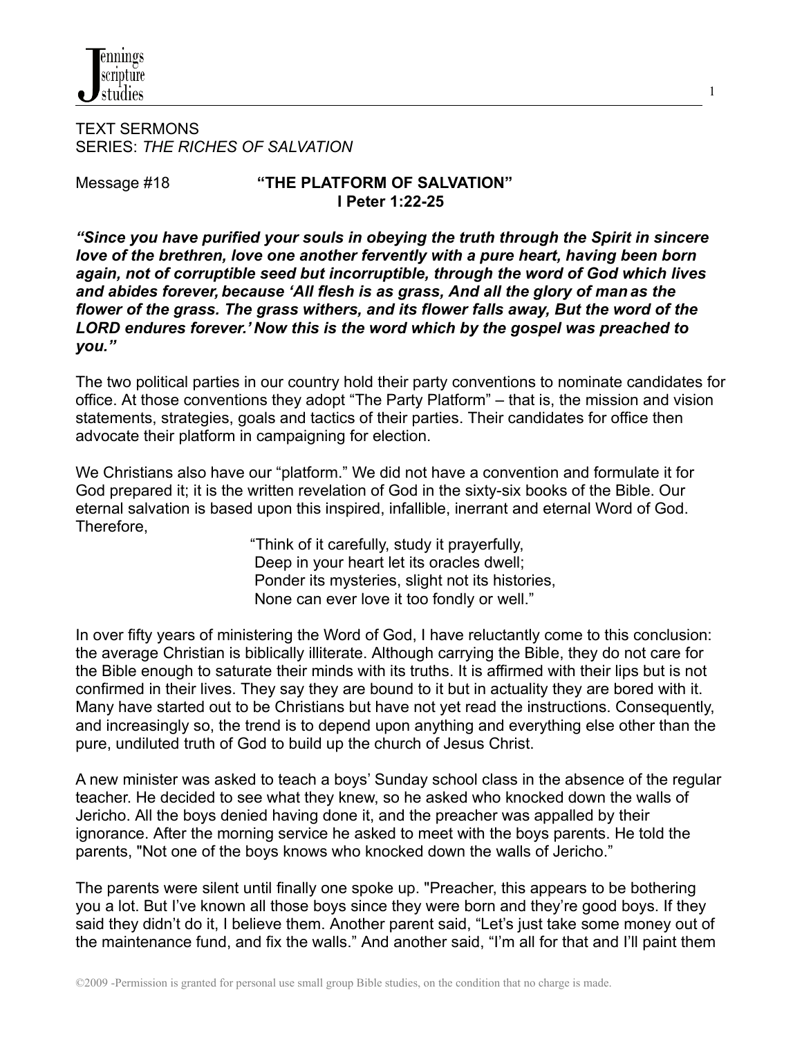TEXT SERMONS
SERIES: *THE RICHES OF SALVATION*

Message #18 **"THE PLATFORM OF SALVATION"**
**I Peter 1:22-25**

***"Since you have purified your souls in obeying the truth through the Spirit in sincere love of the brethren, love one another fervently with a pure heart, having been born again, not of corruptible seed but incorruptible, through the word of God which lives and abides forever, because 'All flesh is as grass, And all the glory of man as the flower of the grass. The grass withers, and its flower falls away, But the word of the LORD endures forever.' Now this is the word which by the gospel was preached to you."***

The two political parties in our country hold their party conventions to nominate candidates for office. At those conventions they adopt "The Party Platform" – that is, the mission and vision statements, strategies, goals and tactics of their parties. Their candidates for office then advocate their platform in campaigning for election.

We Christians also have our "platform." We did not have a convention and formulate it for God prepared it; it is the written revelation of God in the sixty-six books of the Bible. Our eternal salvation is based upon this inspired, infallible, inerrant and eternal Word of God. Therefore,

> "Think of it carefully, study it prayerfully,
> Deep in your heart let its oracles dwell;
> Ponder its mysteries, slight not its histories,
> None can ever love it too fondly or well."

In over fifty years of ministering the Word of God, I have reluctantly come to this conclusion: the average Christian is biblically illiterate. Although carrying the Bible, they do not care for the Bible enough to saturate their minds with its truths. It is affirmed with their lips but is not confirmed in their lives. They say they are bound to it but in actuality they are bored with it. Many have started out to be Christians but have not yet read the instructions. Consequently, and increasingly so, the trend is to depend upon anything and everything else other than the pure, undiluted truth of God to build up the church of Jesus Christ.

A new minister was asked to teach a boys' Sunday school class in the absence of the regular teacher. He decided to see what they knew, so he asked who knocked down the walls of Jericho. All the boys denied having done it, and the preacher was appalled by their ignorance. After the morning service he asked to meet with the boys parents. He told the parents, "Not one of the boys knows who knocked down the walls of Jericho."

The parents were silent until finally one spoke up. "Preacher, this appears to be bothering you a lot. But I've known all those boys since they were born and they're good boys. If they said they didn't do it, I believe them. Another parent said, "Let's just take some money out of the maintenance fund, and fix the walls." And another said, "I'm all for that and I'll paint them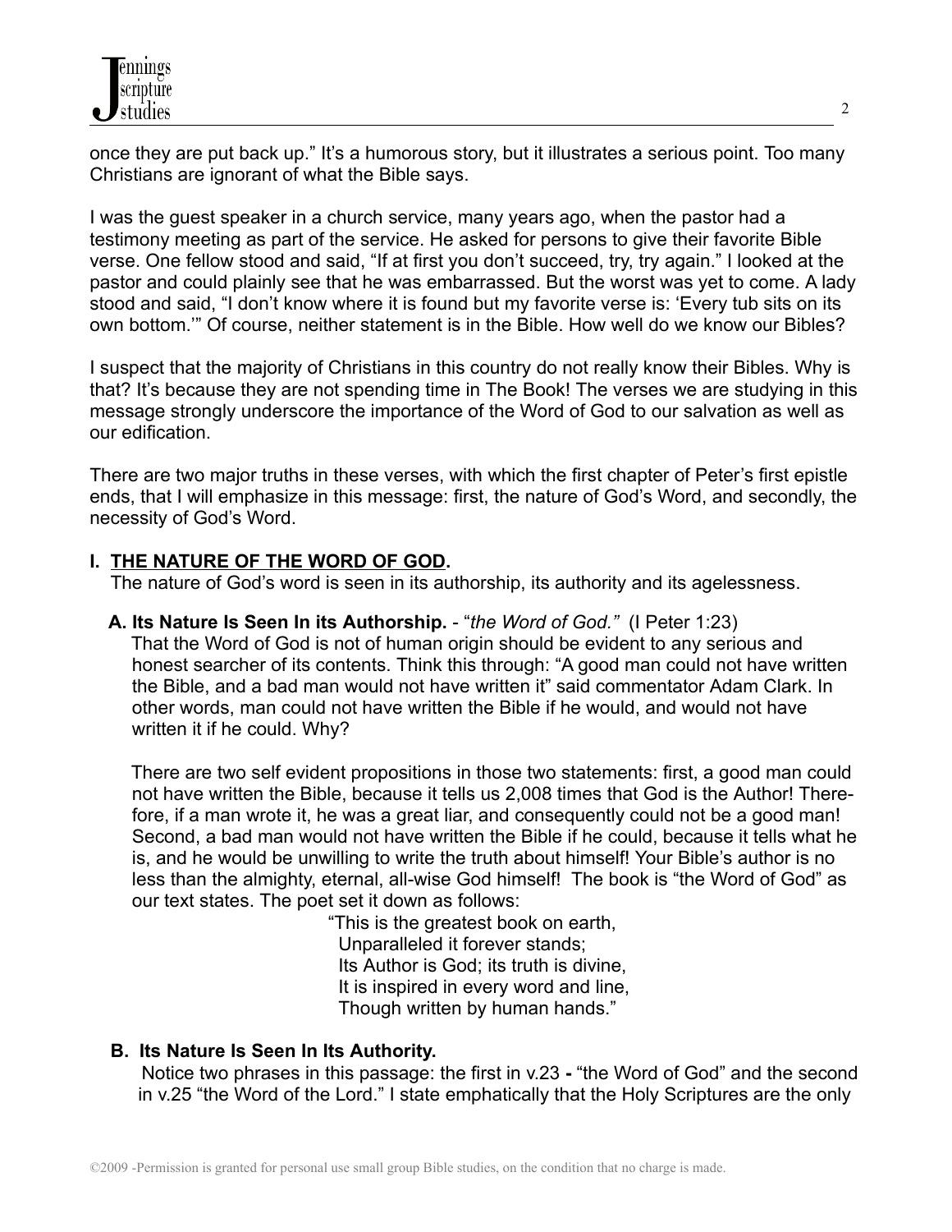once they are put back up." It's a humorous story, but it illustrates a serious point. Too many Christians are ignorant of what the Bible says.

I was the guest speaker in a church service, many years ago, when the pastor had a testimony meeting as part of the service. He asked for persons to give their favorite Bible verse. One fellow stood and said, "If at first you don't succeed, try, try again." I looked at the pastor and could plainly see that he was embarrassed. But the worst was yet to come. A lady stood and said, "I don't know where it is found but my favorite verse is: 'Every tub sits on its own bottom.'" Of course, neither statement is in the Bible. How well do we know our Bibles?

I suspect that the majority of Christians in this country do not really know their Bibles. Why is that? It's because they are not spending time in The Book! The verses we are studying in this message strongly underscore the importance of the Word of God to our salvation as well as our edification.

There are two major truths in these verses, with which the first chapter of Peter's first epistle ends, that I will emphasize in this message: first, the nature of God's Word, and secondly, the necessity of God's Word.

## I. THE NATURE OF THE WORD OF GOD.

The nature of God's word is seen in its authorship, its authority and its agelessness.

### A. Its Nature Is Seen In its Authorship. - "*the Word of God.*" (I Peter 1:23)

That the Word of God is not of human origin should be evident to any serious and honest searcher of its contents. Think this through: "A good man could not have written the Bible, and a bad man would not have written it" said commentator Adam Clark. In other words, man could not have written the Bible if he would, and would not have written it if he could. Why?

There are two self evident propositions in those two statements: first, a good man could not have written the Bible, because it tells us 2,008 times that God is the Author! Therefore, if a man wrote it, he was a great liar, and consequently could not be a good man! Second, a bad man would not have written the Bible if he could, because it tells what he is, and he would be unwilling to write the truth about himself! Your Bible's author is no less than the almighty, eternal, all-wise God himself! The book is "the Word of God" as our text states. The poet set it down as follows:

> "This is the greatest book on earth,  
> Unparalleled it forever stands;  
> Its Author is God; its truth is divine,  
> It is inspired in every word and line,  
> Though written by human hands."

### B. Its Nature Is Seen In Its Authority.

Notice two phrases in this passage: the first in v.23 **-** "the Word of God" and the second in v.25 "the Word of the Lord." I state emphatically that the Holy Scriptures are the only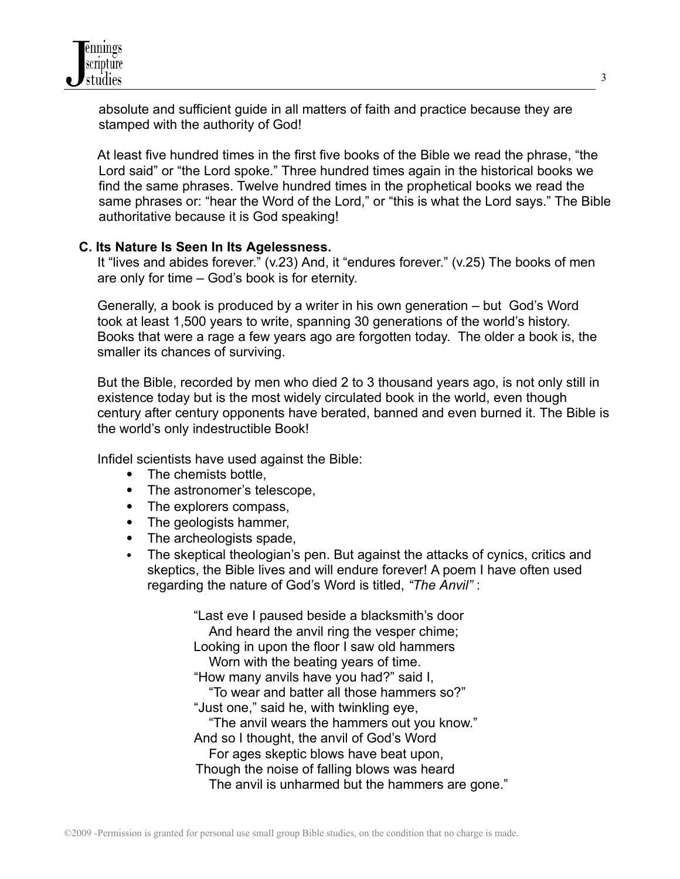absolute and sufficient guide in all matters of faith and practice because they are stamped with the authority of God!

At least five hundred times in the first five books of the Bible we read the phrase, "the Lord said" or "the Lord spoke." Three hundred times again in the historical books we find the same phrases. Twelve hundred times in the prophetical books we read the same phrases or: "hear the Word of the Lord," or "this is what the Lord says." The Bible authoritative because it is God speaking!

### C. Its Nature Is Seen In Its Agelessness.

It "lives and abides forever." (v.23) And, it "endures forever." (v.25) The books of men are only for time – God's book is for eternity.

Generally, a book is produced by a writer in his own generation – but God's Word took at least 1,500 years to write, spanning 30 generations of the world's history. Books that were a rage a few years ago are forgotten today. The older a book is, the smaller its chances of surviving.

But the Bible, recorded by men who died 2 to 3 thousand years ago, is not only still in existence today but is the most widely circulated book in the world, even though century after century opponents have berated, banned and even burned it. The Bible is the world's only indestructible Book!

Infidel scientists have used against the Bible:

- The chemists bottle,
- The astronomer's telescope,
- The explorers compass,
- The geologists hammer,
- The archeologists spade,
- The skeptical theologian's pen. But against the attacks of cynics, critics and skeptics, the Bible lives and will endure forever! A poem I have often used regarding the nature of God's Word is titled, *"The Anvil"* :

> "Last eve I paused beside a blacksmith's door
> And heard the anvil ring the vesper chime;
> Looking in upon the floor I saw old hammers
> Worn with the beating years of time.
> "How many anvils have you had?" said I,
> "To wear and batter all those hammers so?"
> "Just one," said he, with twinkling eye,
> "The anvil wears the hammers out you know."
> And so I thought, the anvil of God's Word
> For ages skeptic blows have beat upon,
> Though the noise of falling blows was heard
> The anvil is unharmed but the hammers are gone."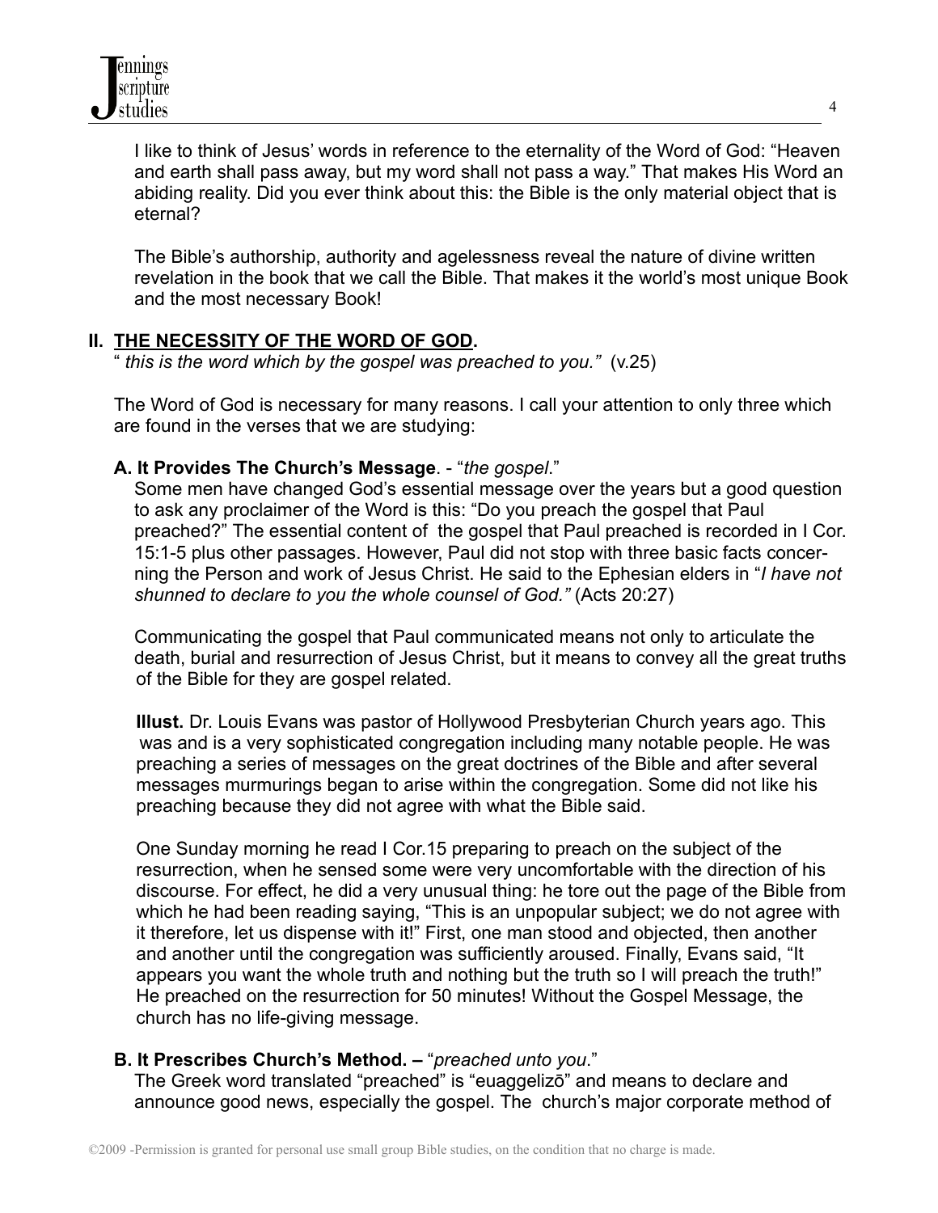I like to think of Jesus' words in reference to the eternality of the Word of God: "Heaven and earth shall pass away, but my word shall not pass a way." That makes His Word an abiding reality. Did you ever think about this: the Bible is the only material object that is eternal?

The Bible's authorship, authority and agelessness reveal the nature of divine written revelation in the book that we call the Bible. That makes it the world's most unique Book and the most necessary Book!

## II. THE NECESSITY OF THE WORD OF GOD.

" *this is the word which by the gospel was preached to you."* (v.25)

The Word of God is necessary for many reasons. I call your attention to only three which are found in the verses that we are studying:

### A. It Provides The Church's Message. - "*the gospel*."

Some men have changed God's essential message over the years but a good question to ask any proclaimer of the Word is this: "Do you preach the gospel that Paul preached?" The essential content of the gospel that Paul preached is recorded in I Cor. 15:1-5 plus other passages. However, Paul did not stop with three basic facts concerning the Person and work of Jesus Christ. He said to the Ephesian elders in "*I have not shunned to declare to you the whole counsel of God."* (Acts 20:27)

Communicating the gospel that Paul communicated means not only to articulate the death, burial and resurrection of Jesus Christ, but it means to convey all the great truths of the Bible for they are gospel related.

**Illust.** Dr. Louis Evans was pastor of Hollywood Presbyterian Church years ago. This was and is a very sophisticated congregation including many notable people. He was preaching a series of messages on the great doctrines of the Bible and after several messages murmurings began to arise within the congregation. Some did not like his preaching because they did not agree with what the Bible said.

One Sunday morning he read I Cor.15 preparing to preach on the subject of the resurrection, when he sensed some were very uncomfortable with the direction of his discourse. For effect, he did a very unusual thing: he tore out the page of the Bible from which he had been reading saying, "This is an unpopular subject; we do not agree with it therefore, let us dispense with it!" First, one man stood and objected, then another and another until the congregation was sufficiently aroused. Finally, Evans said, "It appears you want the whole truth and nothing but the truth so I will preach the truth!" He preached on the resurrection for 50 minutes! Without the Gospel Message, the church has no life-giving message.

### B. It Prescribes Church's Method. – "*preached unto you*."

The Greek word translated "preached" is "euaggelizō" and means to declare and announce good news, especially the gospel. The church's major corporate method of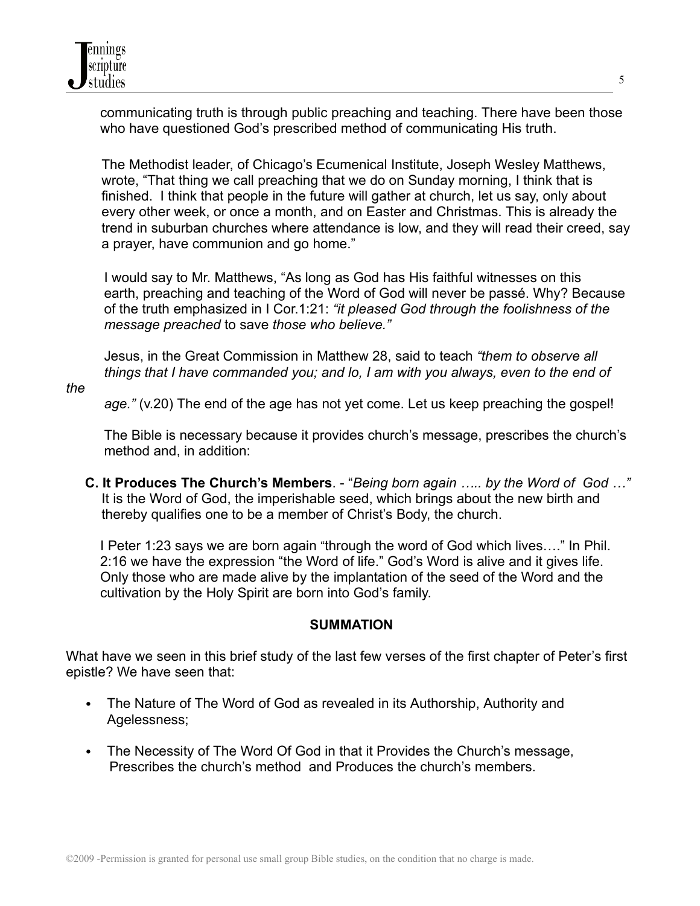communicating truth is through public preaching and teaching. There have been those who have questioned God's prescribed method of communicating His truth.

The Methodist leader, of Chicago's Ecumenical Institute, Joseph Wesley Matthews, wrote, "That thing we call preaching that we do on Sunday morning, I think that is finished. I think that people in the future will gather at church, let us say, only about every other week, or once a month, and on Easter and Christmas. This is already the trend in suburban churches where attendance is low, and they will read their creed, say a prayer, have communion and go home."

I would say to Mr. Matthews, "As long as God has His faithful witnesses on this earth, preaching and teaching of the Word of God will never be passé. Why? Because of the truth emphasized in I Cor.1:21: *"it pleased God through the foolishness of the message preached* to save *those who believe."*

Jesus, in the Great Commission in Matthew 28, said to teach *"them to observe all things that I have commanded you; and lo, I am with you always, even to the end of the age."* (v.20) The end of the age has not yet come. Let us keep preaching the gospel!

The Bible is necessary because it provides church's message, prescribes the church's method and, in addition:

**C. It Produces The Church's Members**. - "*Being born again ….. by the Word of God …"* It is the Word of God, the imperishable seed, which brings about the new birth and thereby qualifies one to be a member of Christ's Body, the church.

I Peter 1:23 says we are born again "through the word of God which lives…." In Phil. 2:16 we have the expression "the Word of life." God's Word is alive and it gives life. Only those who are made alive by the implantation of the seed of the Word and the cultivation by the Holy Spirit are born into God's family.

**SUMMATION**

What have we seen in this brief study of the last few verses of the first chapter of Peter's first epistle? We have seen that:

- The Nature of The Word of God as revealed in its Authorship, Authority and Agelessness;
- The Necessity of The Word Of God in that it Provides the Church's message, Prescribes the church's method and Produces the church's members.

©2009 -Permission is granted for personal use small group Bible studies, on the condition that no charge is made.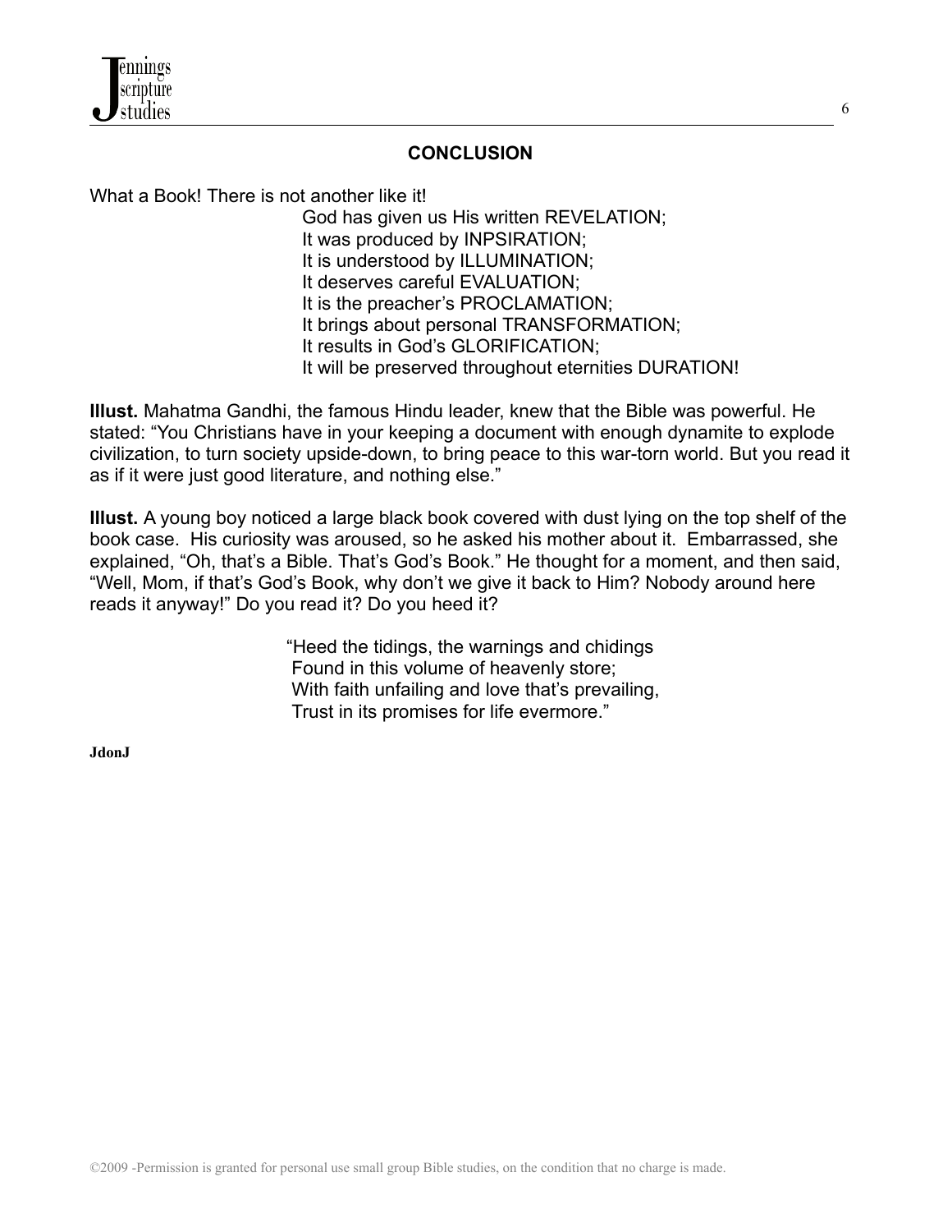## CONCLUSION

What a Book! There is not another like it!

God has given us His written REVELATION;  
It was produced by INPSIRATION;  
It is understood by ILLUMINATION;  
It deserves careful EVALUATION;  
It is the preacher's PROCLAMATION;  
It brings about personal TRANSFORMATION;  
It results in God's GLORIFICATION;  
It will be preserved throughout eternities DURATION!

**Illust.** Mahatma Gandhi, the famous Hindu leader, knew that the Bible was powerful. He stated: "You Christians have in your keeping a document with enough dynamite to explode civilization, to turn society upside-down, to bring peace to this war-torn world. But you read it as if it were just good literature, and nothing else."

**Illust.** A young boy noticed a large black book covered with dust lying on the top shelf of the book case. His curiosity was aroused, so he asked his mother about it. Embarrassed, she explained, "Oh, that's a Bible. That's God's Book." He thought for a moment, and then said, "Well, Mom, if that's God's Book, why don't we give it back to Him? Nobody around here reads it anyway!" Do you read it? Do you heed it?

"Heed the tidings, the warnings and chidings  
Found in this volume of heavenly store;  
With faith unfailing and love that's prevailing,  
Trust in its promises for life evermore."

**JdonJ**

©2009 -Permission is granted for personal use small group Bible studies, on the condition that no charge is made.